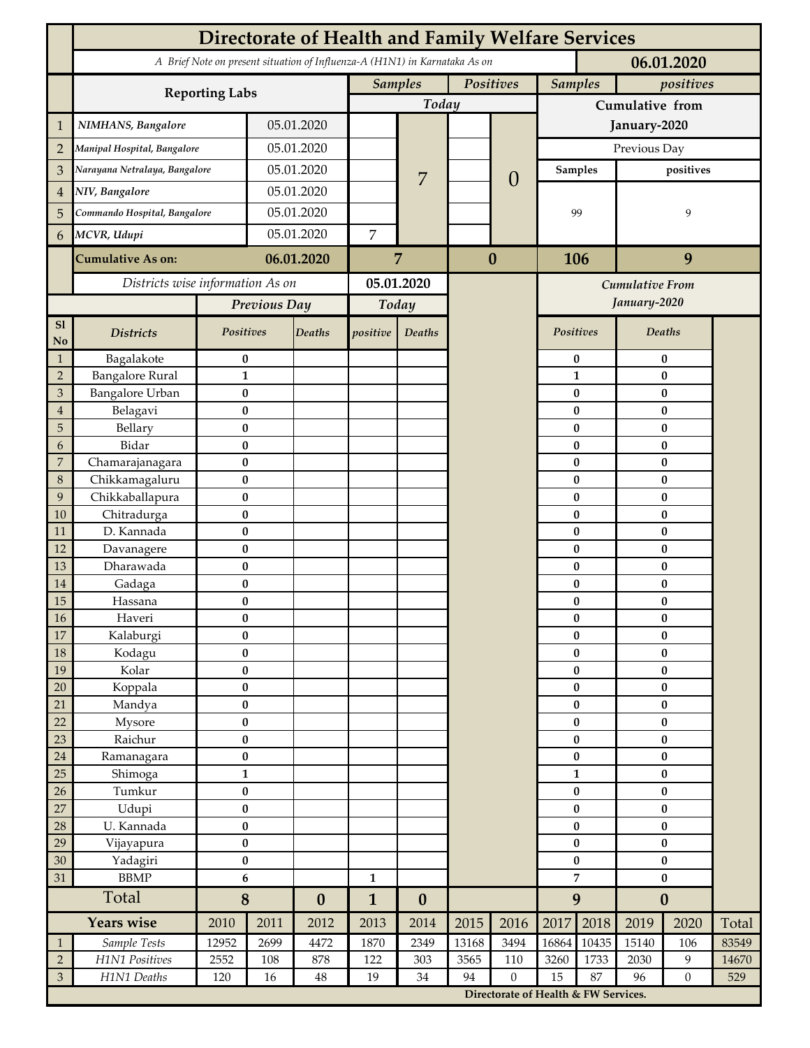# Directorate of Health and Family Welfare Services

*A Brief Note on present situation of Influenza-A (H1N1) in Karnataka As on* **06.01.2020**

| | Reporting Labs | | Samples (Today) | | Positives (Today) | | Samples (Cumulative from January-2020) | positives (Cumulative from January-2020) |
|---|---|---|---|---|---|---|---|---|
| 1 | *NIMHANS, Bangalore* | 05.01.2020 | | 7 | | 0 | Previous Day | |
| 2 | *Manipal Hospital, Bangalore* | 05.01.2020 | | | | | Samples | positives |
| 3 | *Narayana Netralaya, Bangalore* | 05.01.2020 | | | | | 99 | 9 |
| 4 | *NIV, Bangalore* | 05.01.2020 | | | | | | |
| 5 | *Commando Hospital, Bangalore* | 05.01.2020 | | | | | | |
| 6 | *MCVR, Udupi* | 05.01.2020 | 7 | | | | | |
| | **Cumulative As on:** | **06.01.2020** | **7** | | **0** | | **106** | **9** |

*Districts wise information As on* **05.01.2020**

| Sl No | Districts | Previous Day Positives | Previous Day Deaths | Today positive | Today Deaths | Cumulative From January-2020 Positives | Cumulative From January-2020 Deaths |
|---|---|---|---|---|---|---|---|
| 1 | Bagalakote | 0 | | | | 0 | 0 |
| 2 | Bangalore Rural | 1 | | | | 1 | 0 |
| 3 | Bangalore Urban | 0 | | | | 0 | 0 |
| 4 | Belagavi | 0 | | | | 0 | 0 |
| 5 | Bellary | 0 | | | | 0 | 0 |
| 6 | Bidar | 0 | | | | 0 | 0 |
| 7 | Chamarajanagara | 0 | | | | 0 | 0 |
| 8 | Chikkamagaluru | 0 | | | | 0 | 0 |
| 9 | Chikkaballapura | 0 | | | | 0 | 0 |
| 10 | Chitradurga | 0 | | | | 0 | 0 |
| 11 | D. Kannada | 0 | | | | 0 | 0 |
| 12 | Davanagere | 0 | | | | 0 | 0 |
| 13 | Dharawada | 0 | | | | 0 | 0 |
| 14 | Gadaga | 0 | | | | 0 | 0 |
| 15 | Hassana | 0 | | | | 0 | 0 |
| 16 | Haveri | 0 | | | | 0 | 0 |
| 17 | Kalaburgi | 0 | | | | 0 | 0 |
| 18 | Kodagu | 0 | | | | 0 | 0 |
| 19 | Kolar | 0 | | | | 0 | 0 |
| 20 | Koppala | 0 | | | | 0 | 0 |
| 21 | Mandya | 0 | | | | 0 | 0 |
| 22 | Mysore | 0 | | | | 0 | 0 |
| 23 | Raichur | 0 | | | | 0 | 0 |
| 24 | Ramanagara | 0 | | | | 0 | 0 |
| 25 | Shimoga | 1 | | | | 1 | 0 |
| 26 | Tumkur | 0 | | | | 0 | 0 |
| 27 | Udupi | 0 | | | | 0 | 0 |
| 28 | U. Kannada | 0 | | | | 0 | 0 |
| 29 | Vijayapura | 0 | | | | 0 | 0 |
| 30 | Yadagiri | 0 | | | | 0 | 0 |
| 31 | BBMP | 6 | | 1 | | 7 | 0 |
| | **Total** | **8** | **0** | **1** | **0** | **9** | **0** |

| | Years wise | 2010 | 2011 | 2012 | 2013 | 2014 | 2015 | 2016 | 2017 | 2018 | 2019 | 2020 | Total |
|---|---|---|---|---|---|---|---|---|---|---|---|---|---|
| 1 | *Sample Tests* | 12952 | 2699 | 4472 | 1870 | 2349 | 13168 | 3494 | 16864 | 10435 | 15140 | 106 | 83549 |
| 2 | *H1N1 Positives* | 2552 | 108 | 878 | 122 | 303 | 3565 | 110 | 3260 | 1733 | 2030 | 9 | 14670 |
| 3 | *H1N1 Deaths* | 120 | 16 | 48 | 19 | 34 | 94 | 0 | 15 | 87 | 96 | 0 | 529 |

**Directorate of Health & FW Services.**